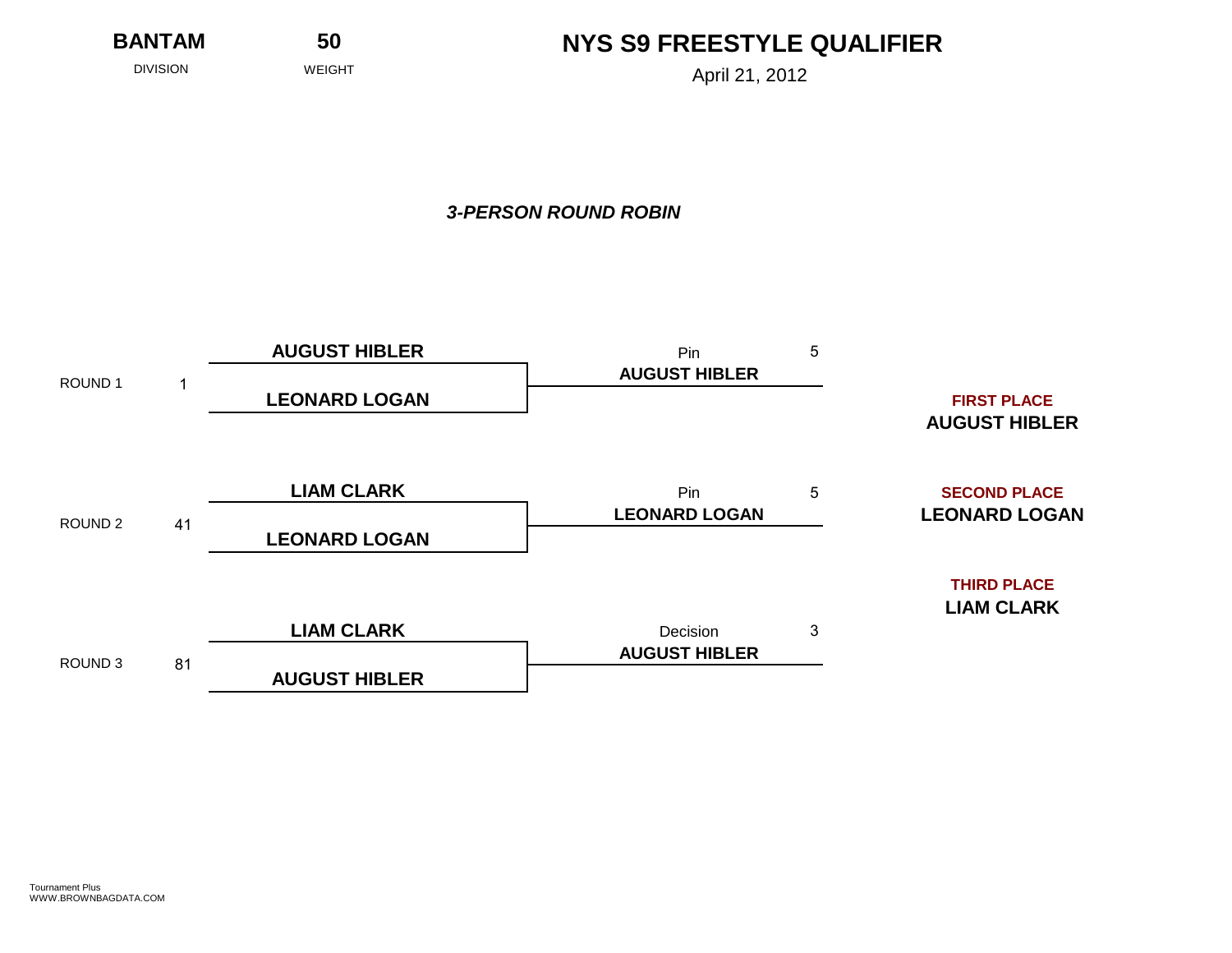**BANTAM** DIVISION

**50** WEIGHT

# NYS S9 FREESTYLE QUALIFIER

April 21, 2012

***3-PERSON ROUND ROBIN***

| Round | Bout | Wrestlers | Result | Winner | Points |
|---|---|---|---|---|---|
| ROUND 1 | 1 | **AUGUST HIBLER** vs. **LEONARD LOGAN** | Pin | **AUGUST HIBLER** | 5 |
| ROUND 2 | 41 | **LIAM CLARK** vs. **LEONARD LOGAN** | Pin | **LEONARD LOGAN** | 5 |
| ROUND 3 | 81 | **LIAM CLARK** vs. **AUGUST HIBLER** | Decision | **AUGUST HIBLER** | 3 |

**FIRST PLACE**
**AUGUST HIBLER**

**SECOND PLACE**
**LEONARD LOGAN**

**THIRD PLACE**
**LIAM CLARK**

Tournament Plus
WWW.BROWNBAGDATA.COM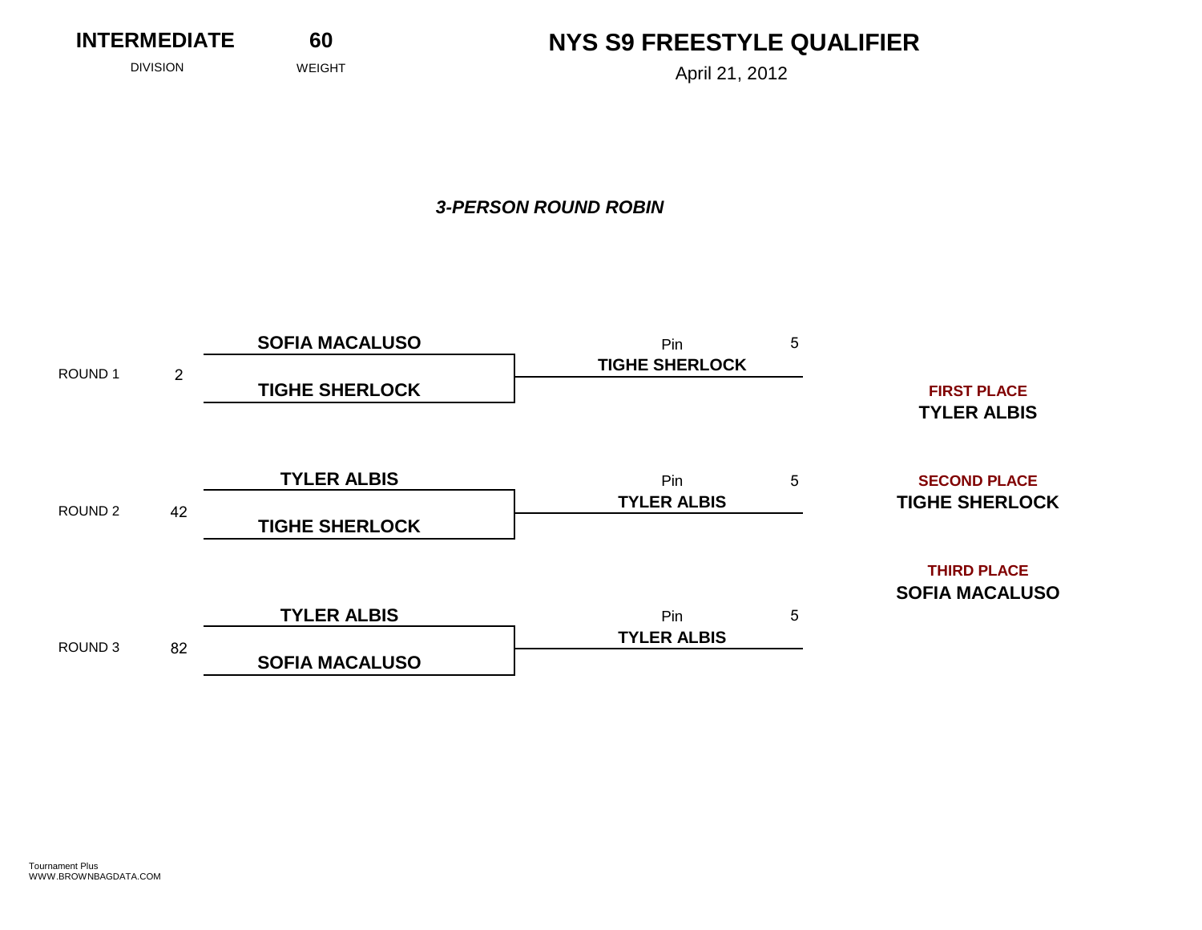**INTERMEDIATE** DIVISION

**60** WEIGHT

# NYS S9 FREESTYLE QUALIFIER

April 21, 2012

***3-PERSON ROUND ROBIN***

ROUND 1 — 2

**SOFIA MACALUSO**
**TIGHE SHERLOCK**

Pin 5
**TIGHE SHERLOCK**

ROUND 2 — 42

**TYLER ALBIS**
**TIGHE SHERLOCK**

Pin 5
**TYLER ALBIS**

ROUND 3 — 82

**TYLER ALBIS**
**SOFIA MACALUSO**

Pin 5
**TYLER ALBIS**

**FIRST PLACE**
**TYLER ALBIS**

**SECOND PLACE**
**TIGHE SHERLOCK**

**THIRD PLACE**
**SOFIA MACALUSO**

Tournament Plus
WWW.BROWNBAGDATA.COM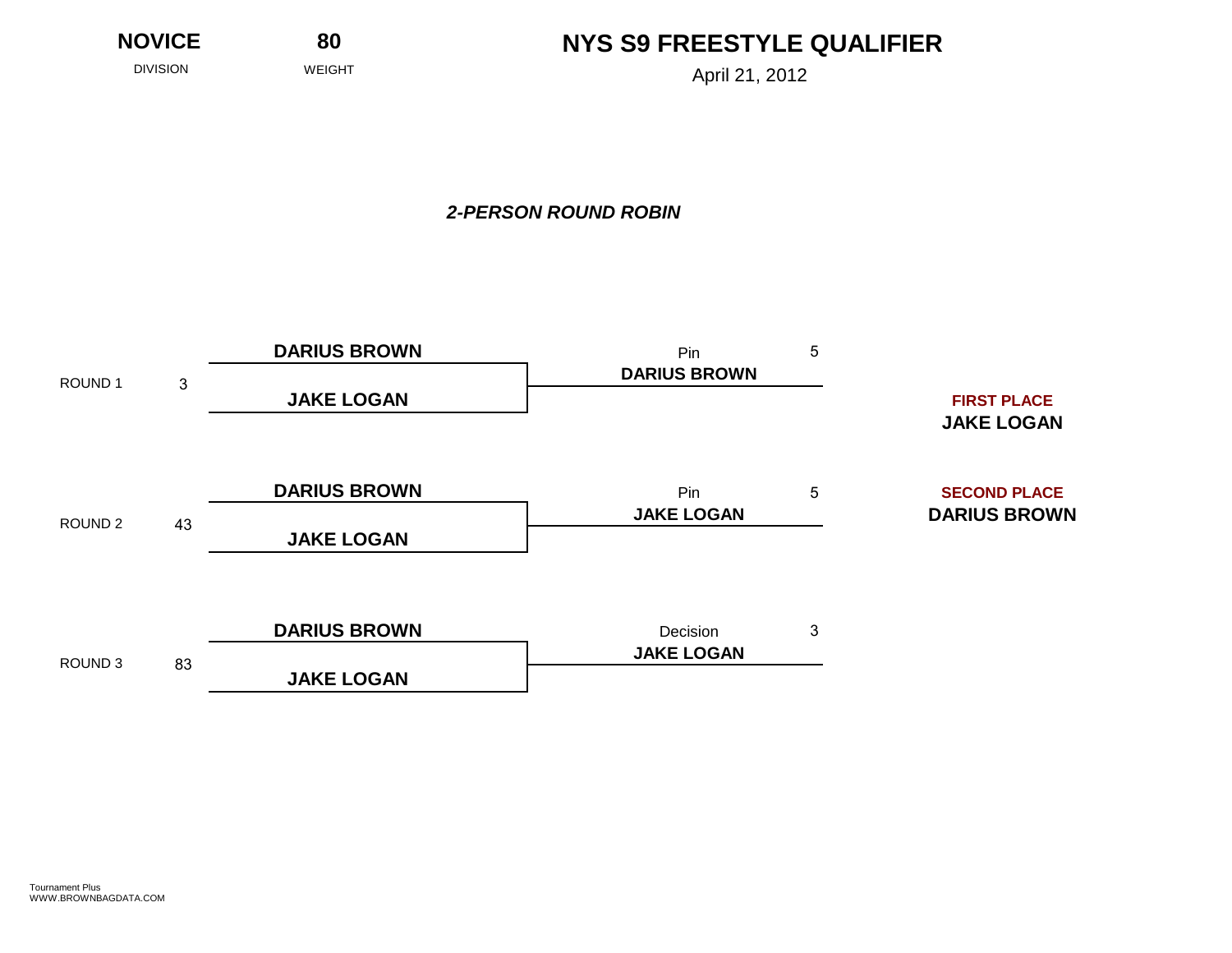**NOVICE** DIVISION

**80** WEIGHT

# NYS S9 FREESTYLE QUALIFIER

April 21, 2012

***2-PERSON ROUND ROBIN***

| Round | Bout | Wrestler | Wrestler | Result | Points | Winner |
|---|---|---|---|---|---|---|
| ROUND 1 | 3 | **DARIUS BROWN** | **JAKE LOGAN** | Pin | 5 | **DARIUS BROWN** |
| ROUND 2 | 43 | **DARIUS BROWN** | **JAKE LOGAN** | Pin | 5 | **JAKE LOGAN** |
| ROUND 3 | 83 | **DARIUS BROWN** | **JAKE LOGAN** | Decision | 3 | **JAKE LOGAN** |

**FIRST PLACE**
**JAKE LOGAN**

**SECOND PLACE**
**DARIUS BROWN**

Tournament Plus
WWW.BROWNBAGDATA.COM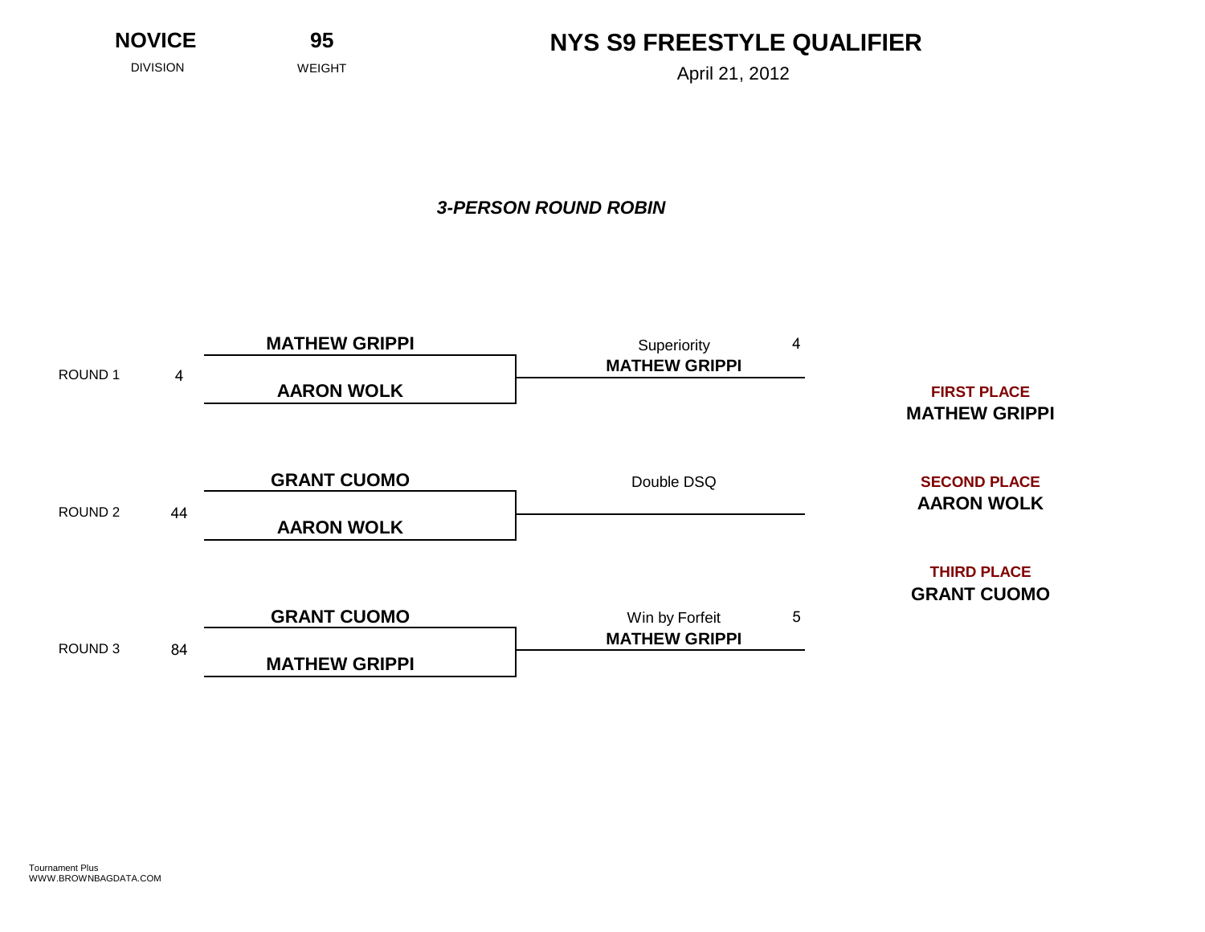**NOVICE**
DIVISION

**95**
WEIGHT

# NYS S9 FREESTYLE QUALIFIER

April 21, 2012

***3-PERSON ROUND ROBIN***

ROUND 1 4

**MATHEW GRIPPI**

**AARON WOLK**

Superiority 4
**MATHEW GRIPPI**

ROUND 2 44

**GRANT CUOMO**

**AARON WOLK**

Double DSQ

ROUND 3 84

**GRANT CUOMO**

**MATHEW GRIPPI**

Win by Forfeit 5
**MATHEW GRIPPI**

**FIRST PLACE**
**MATHEW GRIPPI**

**SECOND PLACE**
**AARON WOLK**

**THIRD PLACE**
**GRANT CUOMO**

Tournament Plus
WWW.BROWNBAGDATA.COM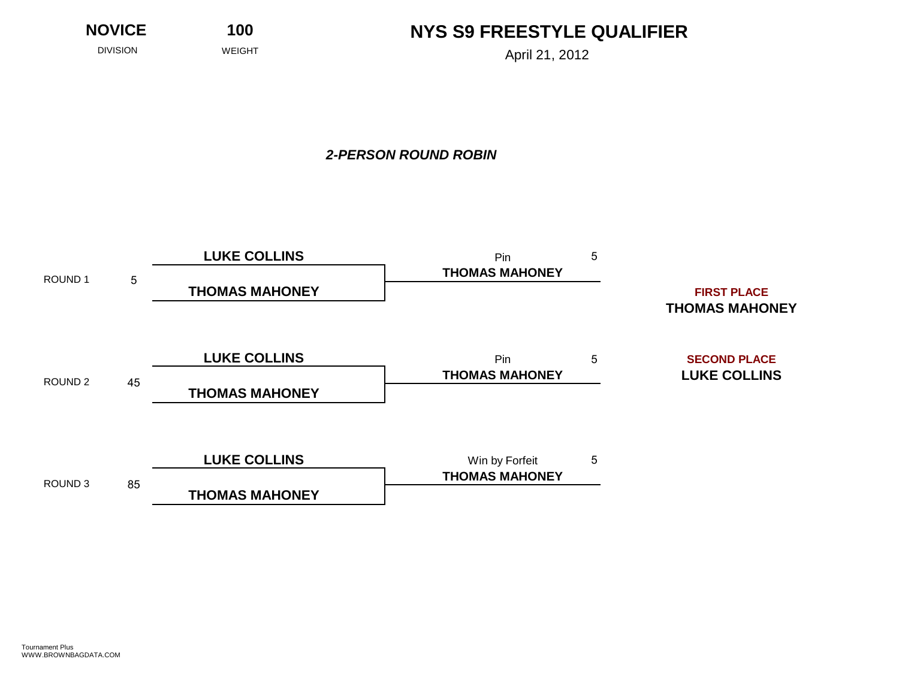**NOVICE** DIVISION

**100** WEIGHT

# NYS S9 FREESTYLE QUALIFIER

April 21, 2012

***2-PERSON ROUND ROBIN***

ROUND 1 5

**LUKE COLLINS**

**THOMAS MAHONEY**

Pin 5

**THOMAS MAHONEY**

ROUND 2 45

**LUKE COLLINS**

**THOMAS MAHONEY**

Pin 5

**THOMAS MAHONEY**

ROUND 3 85

**LUKE COLLINS**

**THOMAS MAHONEY**

Win by Forfeit 5

**THOMAS MAHONEY**

**FIRST PLACE**
**THOMAS MAHONEY**

**SECOND PLACE**
**LUKE COLLINS**

Tournament Plus
WWW.BROWNBAGDATA.COM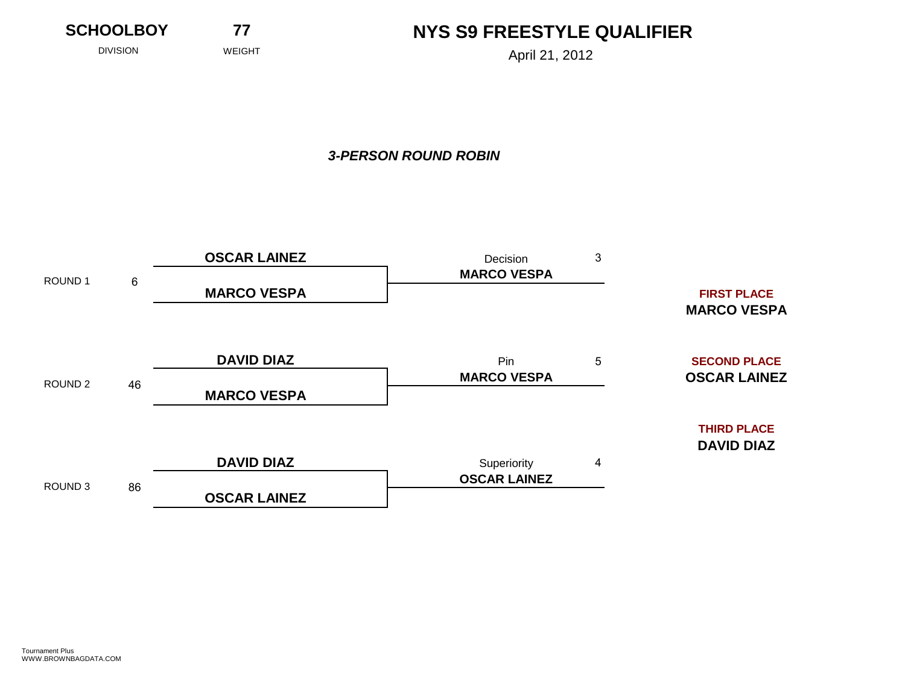**SCHOOLBOY** DIVISION

**77** WEIGHT

# NYS S9 FREESTYLE QUALIFIER

April 21, 2012

***3-PERSON ROUND ROBIN***

ROUND 1 — 6

**OSCAR LAINEZ**

**MARCO VESPA**

Decision 3
**MARCO VESPA**

ROUND 2 — 46

**DAVID DIAZ**

**MARCO VESPA**

Pin 5
**MARCO VESPA**

ROUND 3 — 86

**DAVID DIAZ**

**OSCAR LAINEZ**

Superiority 4
**OSCAR LAINEZ**

**FIRST PLACE**
**MARCO VESPA**

**SECOND PLACE**
**OSCAR LAINEZ**

**THIRD PLACE**
**DAVID DIAZ**

Tournament Plus
WWW.BROWNBAGDATA.COM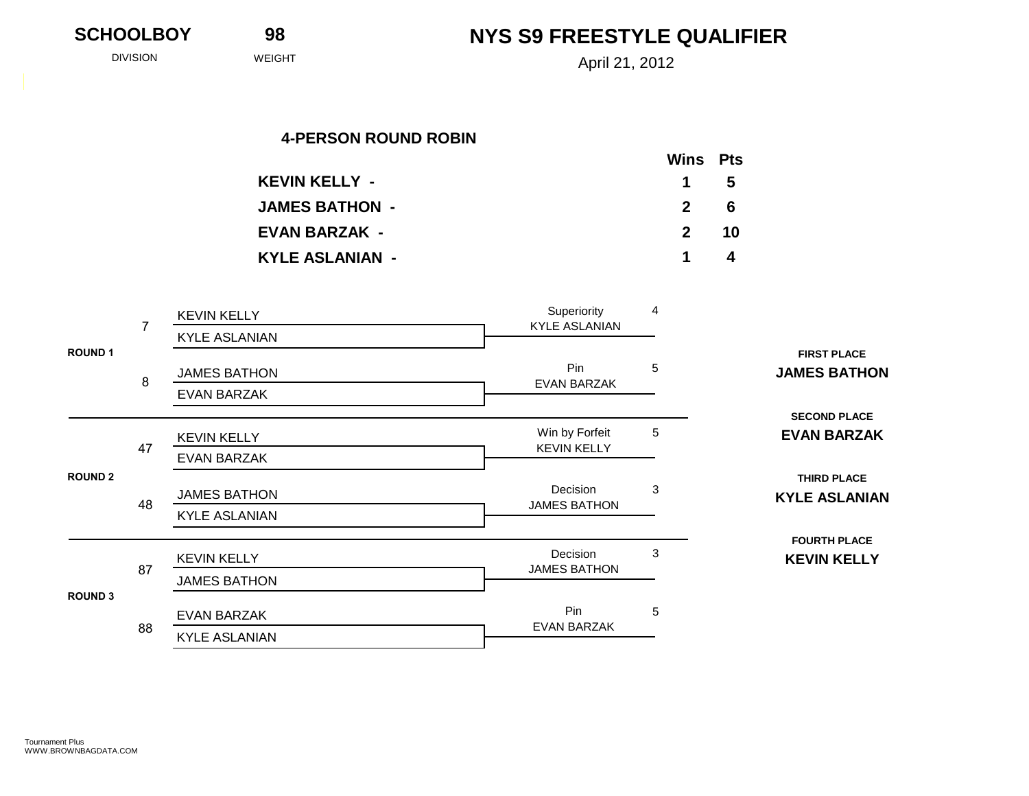**SCHOOLBOY** DIVISION

**98** WEIGHT

# NYS S9 FREESTYLE QUALIFIER

April 21, 2012

### 4-PERSON ROUND ROBIN

| | Wins | Pts |
|---|---|---|
| **KEVIN KELLY -** | 1 | 5 |
| **JAMES BATHON -** | 2 | 6 |
| **EVAN BARZAK -** | 2 | 10 |
| **KYLE ASLANIAN -** | 1 | 4 |

| Round | Bout | Wrestlers | Result | Winner | Pts |
|---|---|---|---|---|---|
| **ROUND 1** | 7 | KEVIN KELLY vs KYLE ASLANIAN | Superiority | KYLE ASLANIAN | 4 |
| | 8 | JAMES BATHON vs EVAN BARZAK | Pin | EVAN BARZAK | 5 |
| **ROUND 2** | 47 | KEVIN KELLY vs EVAN BARZAK | Win by Forfeit | KEVIN KELLY | 5 |
| | 48 | JAMES BATHON vs KYLE ASLANIAN | Decision | JAMES BATHON | 3 |
| **ROUND 3** | 87 | KEVIN KELLY vs JAMES BATHON | Decision | JAMES BATHON | 3 |
| | 88 | EVAN BARZAK vs KYLE ASLANIAN | Pin | EVAN BARZAK | 5 |

**FIRST PLACE**
**JAMES BATHON**

**SECOND PLACE**
**EVAN BARZAK**

**THIRD PLACE**
**KYLE ASLANIAN**

**FOURTH PLACE**
**KEVIN KELLY**

Tournament Plus
WWW.BROWNBAGDATA.COM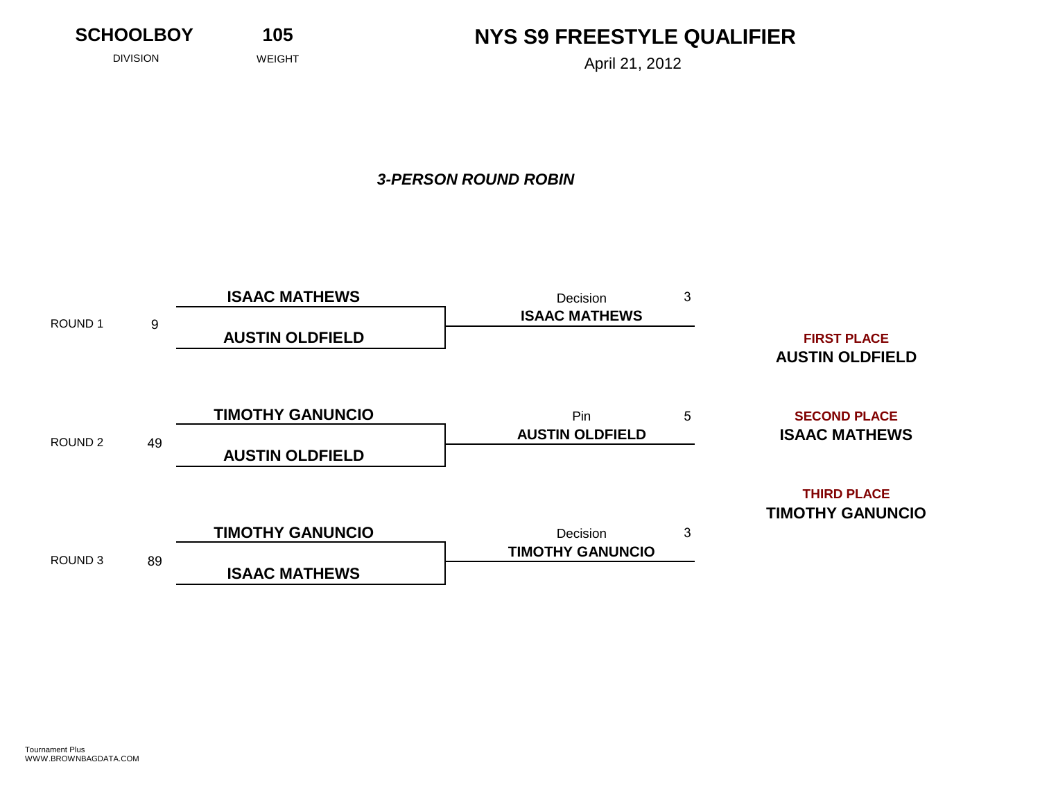**SCHOOLBOY** DIVISION | **105** WEIGHT

# NYS S9 FREESTYLE QUALIFIER

April 21, 2012

***3-PERSON ROUND ROBIN***

| Round | Bout | Wrestlers | Result | Winner | Points |
|---|---|---|---|---|---|
| ROUND 1 | 9 | ISAAC MATHEWS vs. AUSTIN OLDFIELD | Decision | ISAAC MATHEWS | 3 |
| ROUND 2 | 49 | TIMOTHY GANUNCIO vs. AUSTIN OLDFIELD | Pin | AUSTIN OLDFIELD | 5 |
| ROUND 3 | 89 | TIMOTHY GANUNCIO vs. ISAAC MATHEWS | Decision | TIMOTHY GANUNCIO | 3 |

**FIRST PLACE**
**AUSTIN OLDFIELD**

**SECOND PLACE**
**ISAAC MATHEWS**

**THIRD PLACE**
**TIMOTHY GANUNCIO**

Tournament Plus
WWW.BROWNBAGDATA.COM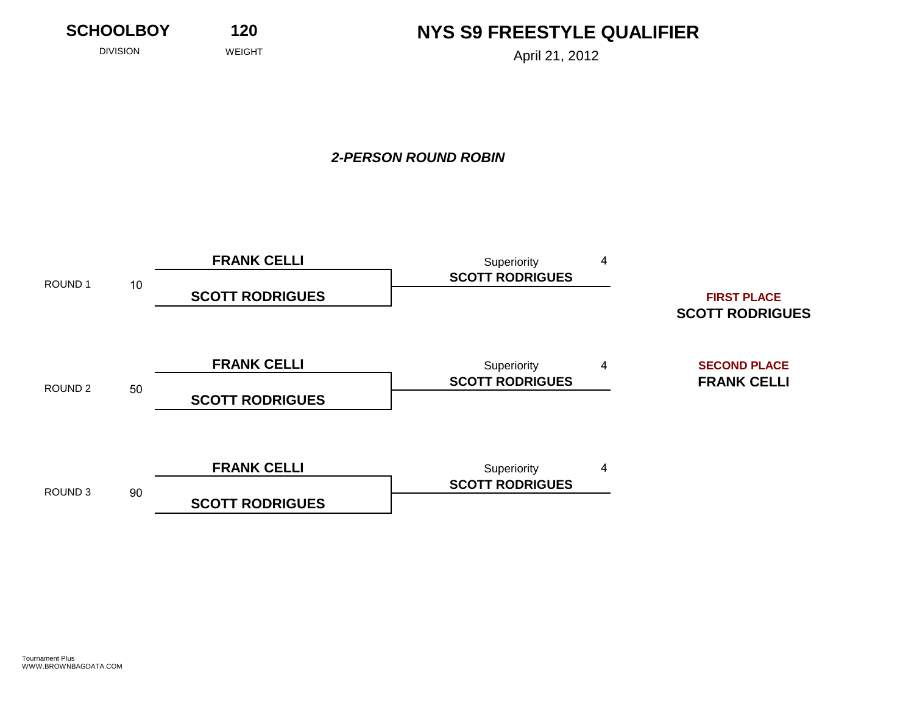**SCHOOLBOY** 
DIVISION

**120** 
WEIGHT

# NYS S9 FREESTYLE QUALIFIER

April 21, 2012

***2-PERSON ROUND ROBIN***

ROUND 1 10

**FRANK CELLI**

**SCOTT RODRIGUES**

Superiority 4

**SCOTT RODRIGUES**

ROUND 2 50

**FRANK CELLI**

**SCOTT RODRIGUES**

Superiority 4

**SCOTT RODRIGUES**

ROUND 3 90

**FRANK CELLI**

**SCOTT RODRIGUES**

Superiority 4

**SCOTT RODRIGUES**

**FIRST PLACE**

**SCOTT RODRIGUES**

**SECOND PLACE**

**FRANK CELLI**

Tournament Plus 
WWW.BROWNBAGDATA.COM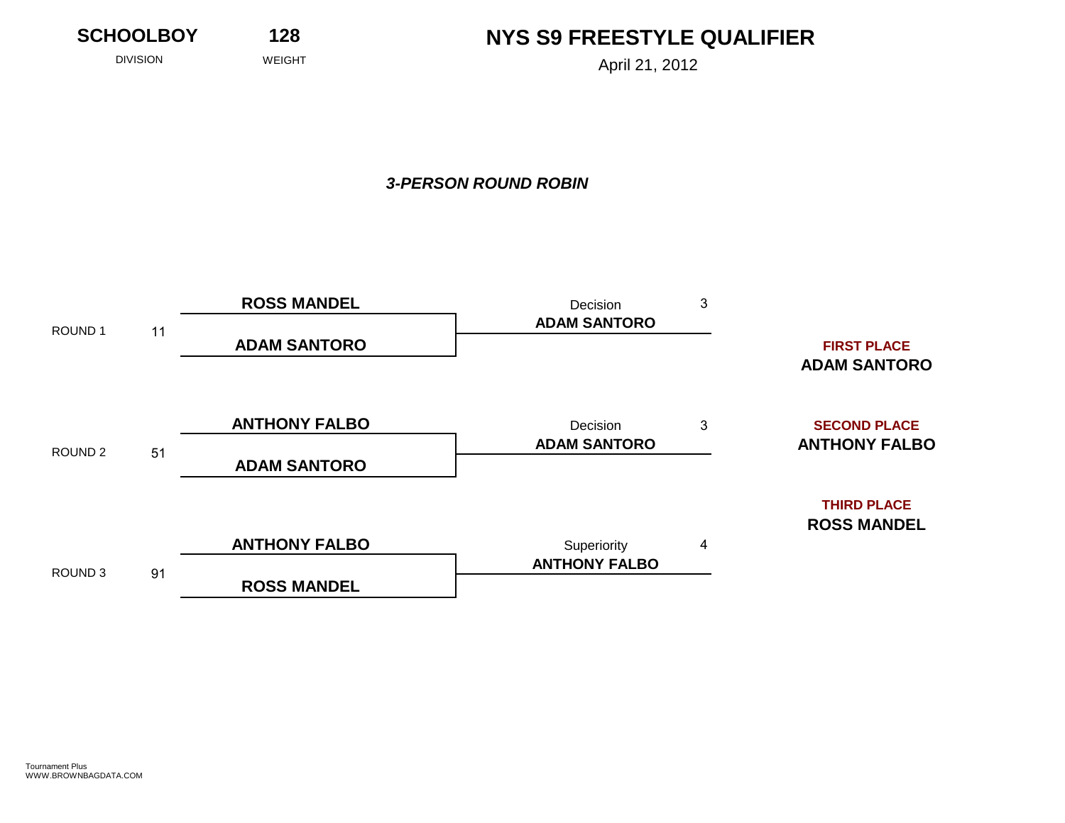**SCHOOLBOY** **128**

DIVISION WEIGHT

# NYS S9 FREESTYLE QUALIFIER

April 21, 2012

***3-PERSON ROUND ROBIN***

| Round | Bout | Wrestler 1 | Wrestler 2 | Result | Winner | Score |
|---|---|---|---|---|---|---|
| ROUND 1 | 11 | ROSS MANDEL | ADAM SANTORO | Decision | ADAM SANTORO | 3 |
| ROUND 2 | 51 | ANTHONY FALBO | ADAM SANTORO | Decision | ADAM SANTORO | 3 |
| ROUND 3 | 91 | ANTHONY FALBO | ROSS MANDEL | Superiority | ANTHONY FALBO | 4 |

**FIRST PLACE**
**ADAM SANTORO**

**SECOND PLACE**
**ANTHONY FALBO**

**THIRD PLACE**
**ROSS MANDEL**

Tournament Plus
WWW.BROWNBAGDATA.COM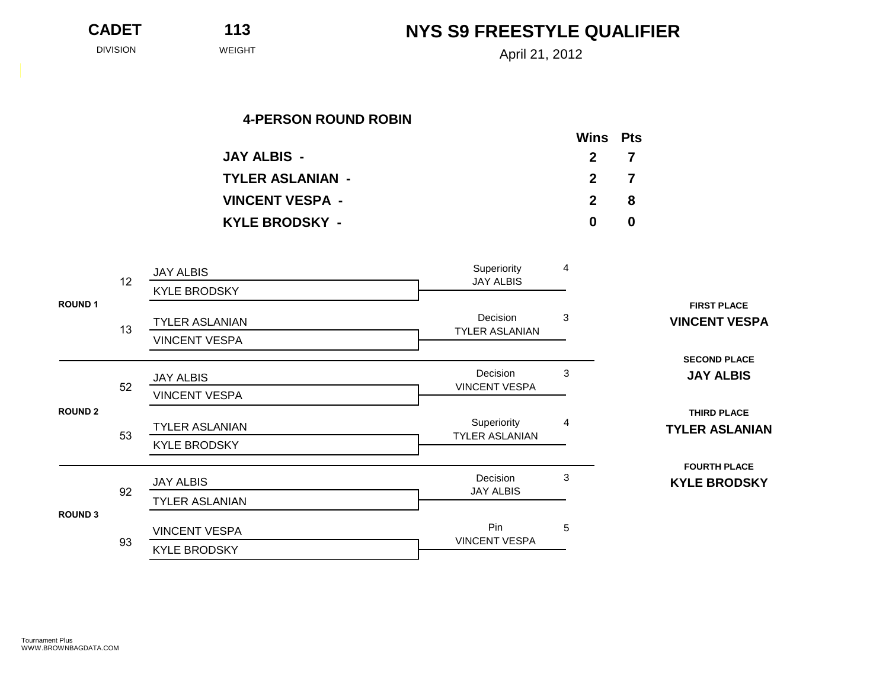**CADET** DIVISION

**113** WEIGHT

# NYS S9 FREESTYLE QUALIFIER

April 21, 2012

### 4-PERSON ROUND ROBIN

| | Wins | Pts |
|---|---|---|
| **JAY ALBIS -** | **2** | **7** |
| **TYLER ASLANIAN -** | **2** | **7** |
| **VINCENT VESPA -** | **2** | **8** |
| **KYLE BRODSKY -** | **0** | **0** |

| Round | Bout | Wrestler 1 | Wrestler 2 | Result | Winner | Pts |
|---|---|---|---|---|---|---|
| **ROUND 1** | 12 | JAY ALBIS | KYLE BRODSKY | Superiority | JAY ALBIS | 4 |
| | 13 | TYLER ASLANIAN | VINCENT VESPA | Decision | TYLER ASLANIAN | 3 |
| **ROUND 2** | 52 | JAY ALBIS | VINCENT VESPA | Decision | VINCENT VESPA | 3 |
| | 53 | TYLER ASLANIAN | KYLE BRODSKY | Superiority | TYLER ASLANIAN | 4 |
| **ROUND 3** | 92 | JAY ALBIS | TYLER ASLANIAN | Decision | JAY ALBIS | 3 |
| | 93 | VINCENT VESPA | KYLE BRODSKY | Pin | VINCENT VESPA | 5 |

**FIRST PLACE**
**VINCENT VESPA**

**SECOND PLACE**
**JAY ALBIS**

**THIRD PLACE**
**TYLER ASLANIAN**

**FOURTH PLACE**
**KYLE BRODSKY**

Tournament Plus
WWW.BROWNBAGDATA.COM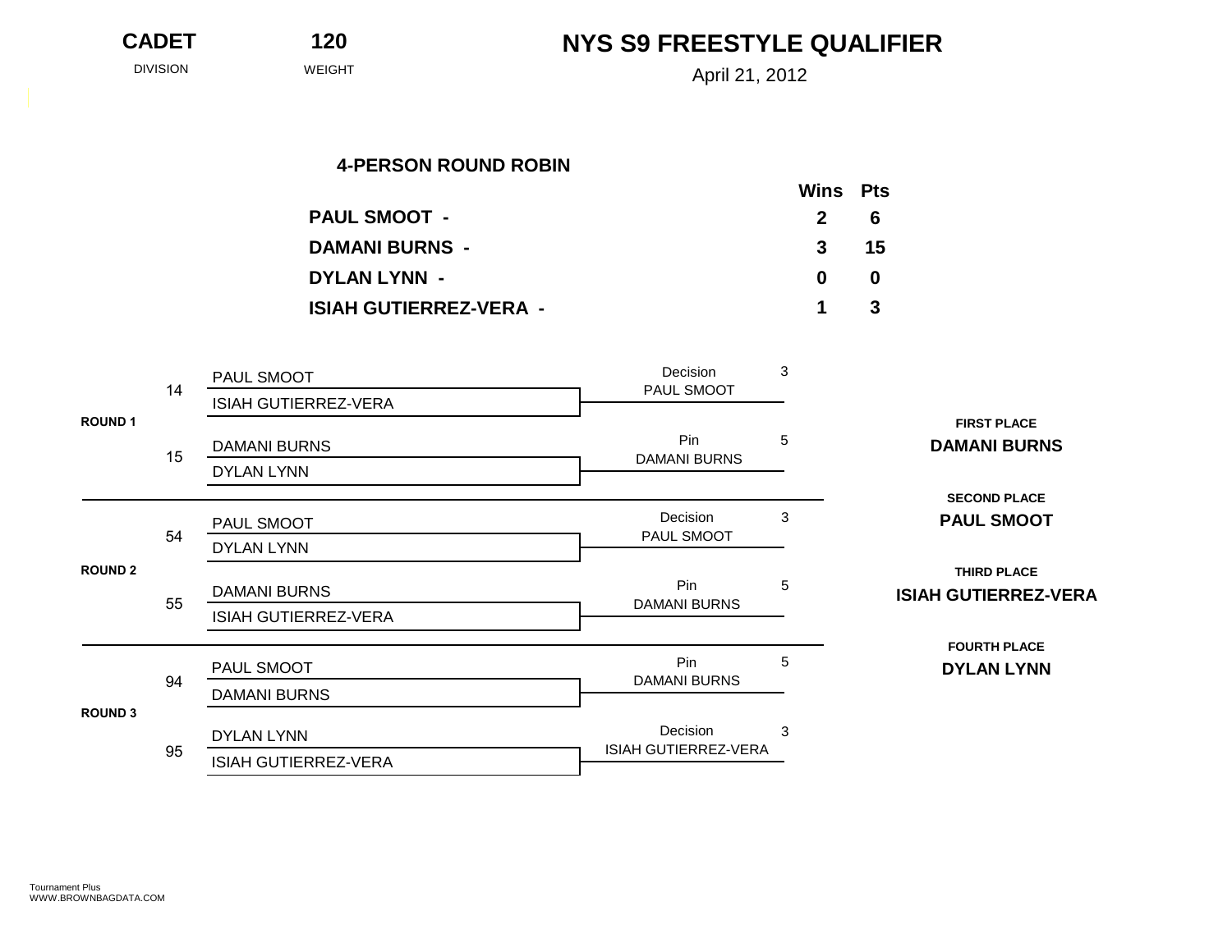**CADET** DIVISION

**120** WEIGHT

# NYS S9 FREESTYLE QUALIFIER

April 21, 2012

### 4-PERSON ROUND ROBIN

| | Wins | Pts |
|---|---|---|
| **PAUL SMOOT -** | 2 | 6 |
| **DAMANI BURNS -** | 3 | 15 |
| **DYLAN LYNN -** | 0 | 0 |
| **ISIAH GUTIERREZ-VERA -** | 1 | 3 |

| Round | Bout | Wrestlers | Result | Winner | Pts |
|---|---|---|---|---|---|
| ROUND 1 | 14 | PAUL SMOOT vs ISIAH GUTIERREZ-VERA | Decision | PAUL SMOOT | 3 |
| ROUND 1 | 15 | DAMANI BURNS vs DYLAN LYNN | Pin | DAMANI BURNS | 5 |
| ROUND 2 | 54 | PAUL SMOOT vs DYLAN LYNN | Decision | PAUL SMOOT | 3 |
| ROUND 2 | 55 | DAMANI BURNS vs ISIAH GUTIERREZ-VERA | Pin | DAMANI BURNS | 5 |
| ROUND 3 | 94 | PAUL SMOOT vs DAMANI BURNS | Pin | DAMANI BURNS | 5 |
| ROUND 3 | 95 | DYLAN LYNN vs ISIAH GUTIERREZ-VERA | Decision | ISIAH GUTIERREZ-VERA | 3 |

**FIRST PLACE**
**DAMANI BURNS**

**SECOND PLACE**
**PAUL SMOOT**

**THIRD PLACE**
**ISIAH GUTIERREZ-VERA**

**FOURTH PLACE**
**DYLAN LYNN**

Tournament Plus
WWW.BROWNBAGDATA.COM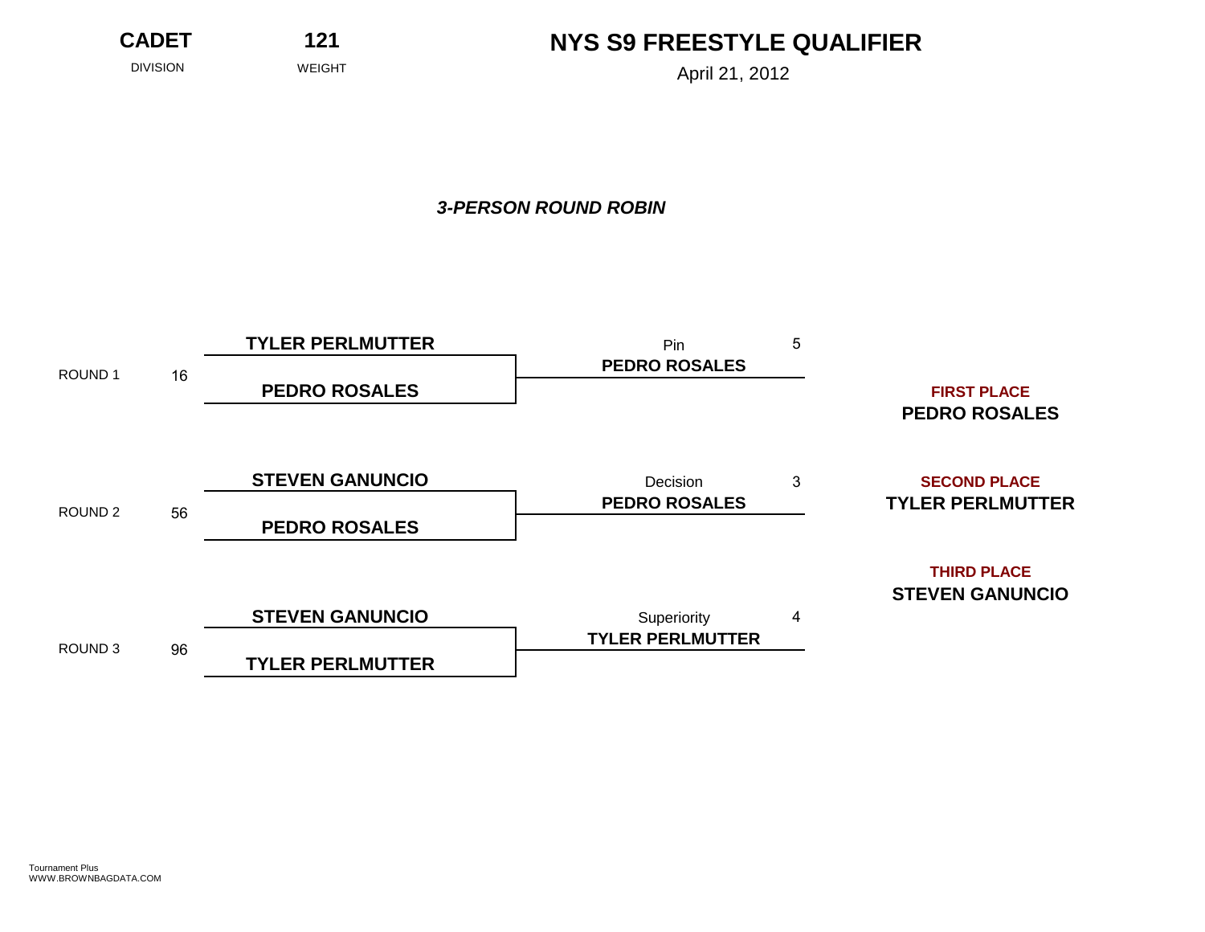**CADET** DIVISION

**121** WEIGHT

# NYS S9 FREESTYLE QUALIFIER

April 21, 2012

***3-PERSON ROUND ROBIN***

| Round | Bout | Wrestlers | Result | Winner | Points |
|---|---|---|---|---|---|
| ROUND 1 | 16 | **TYLER PERLMUTTER** vs **PEDRO ROSALES** | Pin | **PEDRO ROSALES** | 5 |
| ROUND 2 | 56 | **STEVEN GANUNCIO** vs **PEDRO ROSALES** | Decision | **PEDRO ROSALES** | 3 |
| ROUND 3 | 96 | **STEVEN GANUNCIO** vs **TYLER PERLMUTTER** | Superiority | **TYLER PERLMUTTER** | 4 |

**FIRST PLACE**
**PEDRO ROSALES**

**SECOND PLACE**
**TYLER PERLMUTTER**

**THIRD PLACE**
**STEVEN GANUNCIO**

Tournament Plus
WWW.BROWNBAGDATA.COM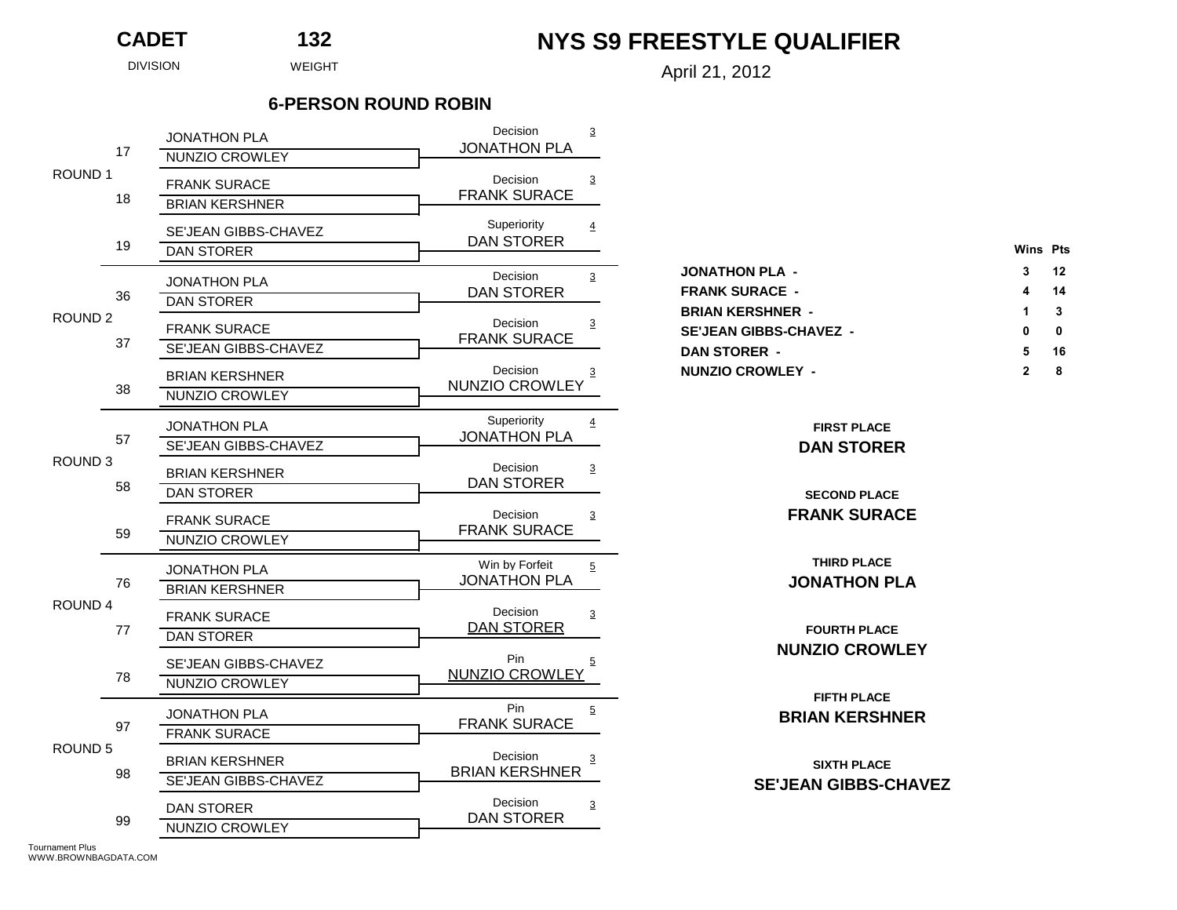**CADET**
DIVISION

**132**
WEIGHT

# NYS S9 FREESTYLE QUALIFIER

April 21, 2012

## 6-PERSON ROUND ROBIN

| Round | Bout | Wrestler 1 | Wrestler 2 | Result | Winner | Pts |
|---|---|---|---|---|---|---|
| ROUND 1 | 17 | JONATHON PLA | NUNZIO CROWLEY | Decision | JONATHON PLA | 3 |
| | 18 | FRANK SURACE | BRIAN KERSHNER | Decision | FRANK SURACE | 3 |
| | 19 | SE'JEAN GIBBS-CHAVEZ | DAN STORER | Superiority | DAN STORER | 4 |
| ROUND 2 | 36 | JONATHON PLA | DAN STORER | Decision | DAN STORER | 3 |
| | 37 | FRANK SURACE | SE'JEAN GIBBS-CHAVEZ | Decision | FRANK SURACE | 3 |
| | 38 | BRIAN KERSHNER | NUNZIO CROWLEY | Decision | NUNZIO CROWLEY | 3 |
| ROUND 3 | 57 | JONATHON PLA | SE'JEAN GIBBS-CHAVEZ | Superiority | JONATHON PLA | 4 |
| | 58 | BRIAN KERSHNER | DAN STORER | Decision | DAN STORER | 3 |
| | 59 | FRANK SURACE | NUNZIO CROWLEY | Decision | FRANK SURACE | 3 |
| ROUND 4 | 76 | JONATHON PLA | BRIAN KERSHNER | Win by Forfeit | JONATHON PLA | 5 |
| | 77 | FRANK SURACE | DAN STORER | Decision | DAN STORER | 3 |
| | 78 | SE'JEAN GIBBS-CHAVEZ | NUNZIO CROWLEY | Pin | NUNZIO CROWLEY | 5 |
| ROUND 5 | 97 | JONATHON PLA | FRANK SURACE | Pin | FRANK SURACE | 5 |
| | 98 | BRIAN KERSHNER | SE'JEAN GIBBS-CHAVEZ | Decision | BRIAN KERSHNER | 3 |
| | 99 | DAN STORER | NUNZIO CROWLEY | Decision | DAN STORER | 3 |

| | Wins | Pts |
|---|---|---|
| **JONATHON PLA -** | 3 | 12 |
| **FRANK SURACE -** | 4 | 14 |
| **BRIAN KERSHNER -** | 1 | 3 |
| **SE'JEAN GIBBS-CHAVEZ -** | 0 | 0 |
| **DAN STORER -** | 5 | 16 |
| **NUNZIO CROWLEY -** | 2 | 8 |

**FIRST PLACE**
**DAN STORER**

**SECOND PLACE**
**FRANK SURACE**

**THIRD PLACE**
**JONATHON PLA**

**FOURTH PLACE**
**NUNZIO CROWLEY**

**FIFTH PLACE**
**BRIAN KERSHNER**

**SIXTH PLACE**
**SE'JEAN GIBBS-CHAVEZ**

Tournament Plus
WWW.BROWNBAGDATA.COM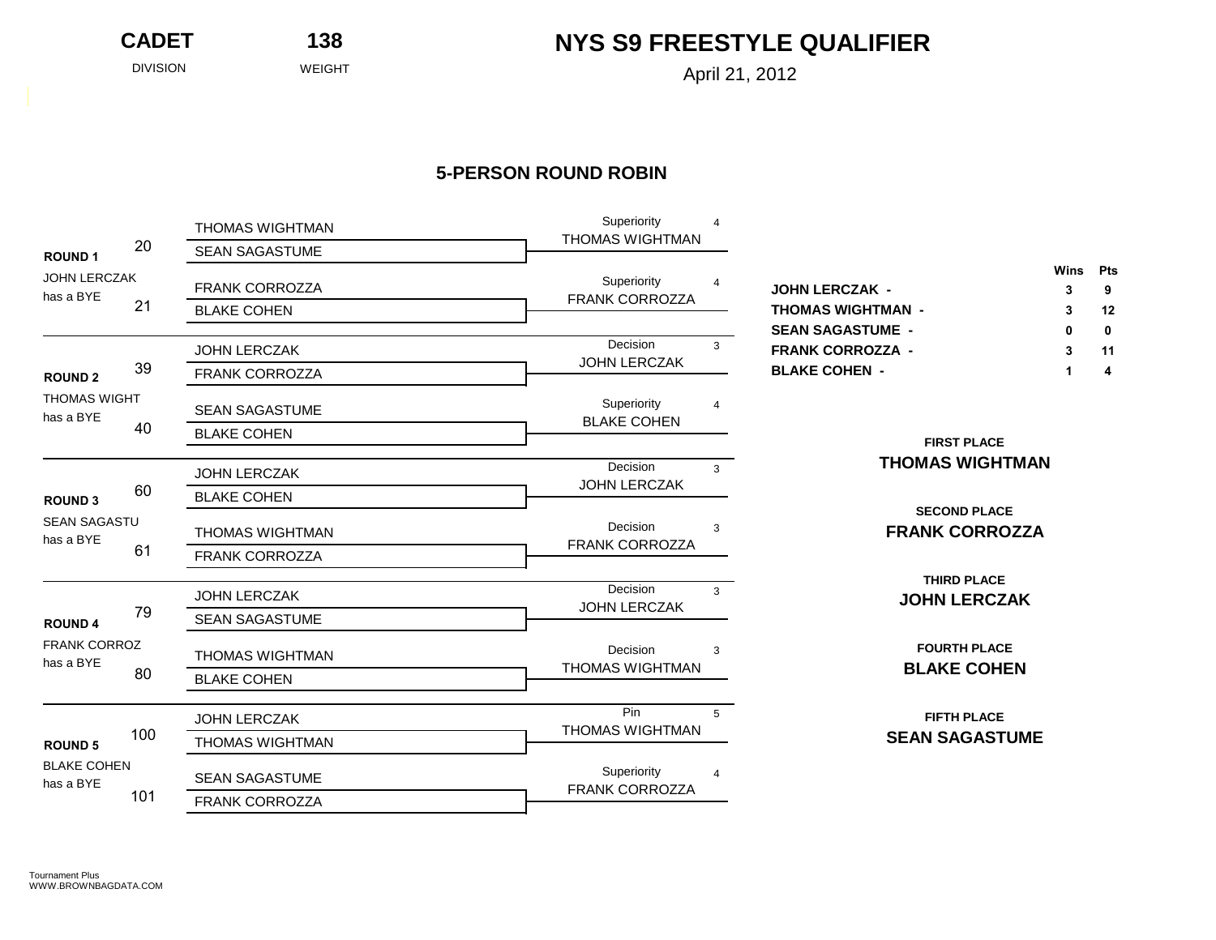**CADET** DIVISION | **138** WEIGHT

# NYS S9 FREESTYLE QUALIFIER

April 21, 2012

## 5-PERSON ROUND ROBIN

**ROUND 1**
JOHN LERCZAK has a BYE

| Bout | Wrestlers | Result | Winner | Pts |
|---|---|---|---|---|
| 20 | THOMAS WIGHTMAN / SEAN SAGASTUME | Superiority | THOMAS WIGHTMAN | 4 |
| 21 | FRANK CORROZZA / BLAKE COHEN | Superiority | FRANK CORROZZA | 4 |

**ROUND 2**
THOMAS WIGHT has a BYE

| Bout | Wrestlers | Result | Winner | Pts |
|---|---|---|---|---|
| 39 | JOHN LERCZAK / FRANK CORROZZA | Decision | JOHN LERCZAK | 3 |
| 40 | SEAN SAGASTUME / BLAKE COHEN | Superiority | BLAKE COHEN | 4 |

**ROUND 3**
SEAN SAGASTU has a BYE

| Bout | Wrestlers | Result | Winner | Pts |
|---|---|---|---|---|
| 60 | JOHN LERCZAK / BLAKE COHEN | Decision | JOHN LERCZAK | 3 |
| 61 | THOMAS WIGHTMAN / FRANK CORROZZA | Decision | FRANK CORROZZA | 3 |

**ROUND 4**
FRANK CORROZ has a BYE

| Bout | Wrestlers | Result | Winner | Pts |
|---|---|---|---|---|
| 79 | JOHN LERCZAK / SEAN SAGASTUME | Decision | JOHN LERCZAK | 3 |
| 80 | THOMAS WIGHTMAN / BLAKE COHEN | Decision | THOMAS WIGHTMAN | 3 |

**ROUND 5**
BLAKE COHEN has a BYE

| Bout | Wrestlers | Result | Winner | Pts |
|---|---|---|---|---|
| 100 | JOHN LERCZAK / THOMAS WIGHTMAN | Pin | THOMAS WIGHTMAN | 5 |
| 101 | SEAN SAGASTUME / FRANK CORROZZA | Superiority | FRANK CORROZZA | 4 |

| | Wins | Pts |
|---|---|---|
| **JOHN LERCZAK -** | 3 | 9 |
| **THOMAS WIGHTMAN -** | 3 | 12 |
| **SEAN SAGASTUME -** | 0 | 0 |
| **FRANK CORROZZA -** | 3 | 11 |
| **BLAKE COHEN -** | 1 | 4 |

**FIRST PLACE**
**THOMAS WIGHTMAN**

**SECOND PLACE**
**FRANK CORROZZA**

**THIRD PLACE**
**JOHN LERCZAK**

**FOURTH PLACE**
**BLAKE COHEN**

**FIFTH PLACE**
**SEAN SAGASTUME**

Tournament Plus
WWW.BROWNBAGDATA.COM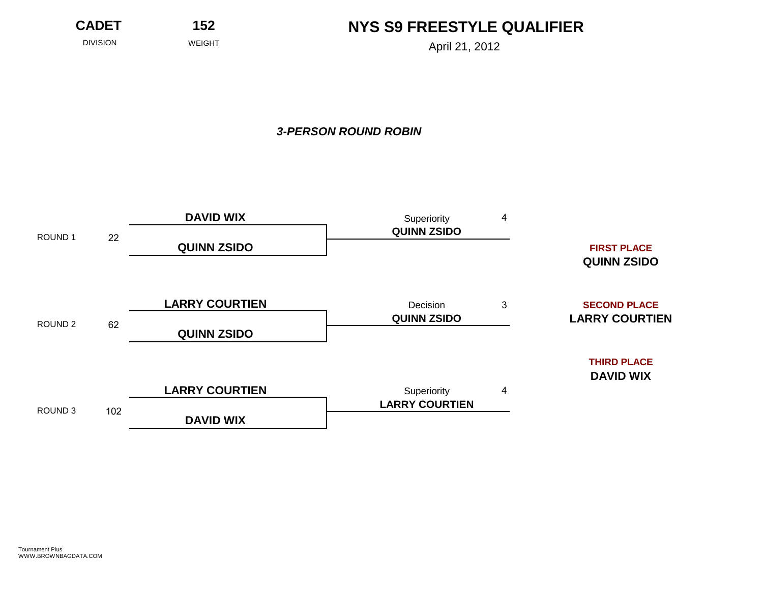**CADET**
DIVISION

**152**
WEIGHT

# NYS S9 FREESTYLE QUALIFIER

April 21, 2012

***3-PERSON ROUND ROBIN***

ROUND 1 22

**DAVID WIX**

**QUINN ZSIDO**

Superiority 4
**QUINN ZSIDO**

ROUND 2 62

**LARRY COURTIEN**

**QUINN ZSIDO**

Decision 3
**QUINN ZSIDO**

ROUND 3 102

**LARRY COURTIEN**

**DAVID WIX**

Superiority 4
**LARRY COURTIEN**

**FIRST PLACE**
**QUINN ZSIDO**

**SECOND PLACE**
**LARRY COURTIEN**

**THIRD PLACE**
**DAVID WIX**

Tournament Plus
WWW.BROWNBAGDATA.COM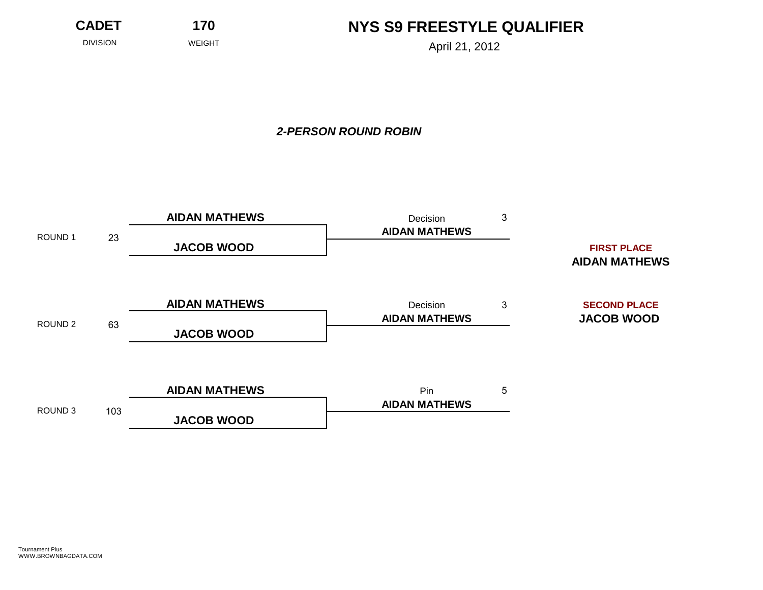**CADET** DIVISION

**170** WEIGHT

# NYS S9 FREESTYLE QUALIFIER

April 21, 2012

***2-PERSON ROUND ROBIN***

| | | | | | |
|---|---|---|---|---|---|
| ROUND 1 | 23 | **AIDAN MATHEWS** / **JACOB WOOD** | Decision | 3 | **AIDAN MATHEWS** |
| ROUND 2 | 63 | **AIDAN MATHEWS** / **JACOB WOOD** | Decision | 3 | **AIDAN MATHEWS** |
| ROUND 3 | 103 | **AIDAN MATHEWS** / **JACOB WOOD** | Pin | 5 | **AIDAN MATHEWS** |

**FIRST PLACE**
**AIDAN MATHEWS**

**SECOND PLACE**
**JACOB WOOD**

Tournament Plus
WWW.BROWNBAGDATA.COM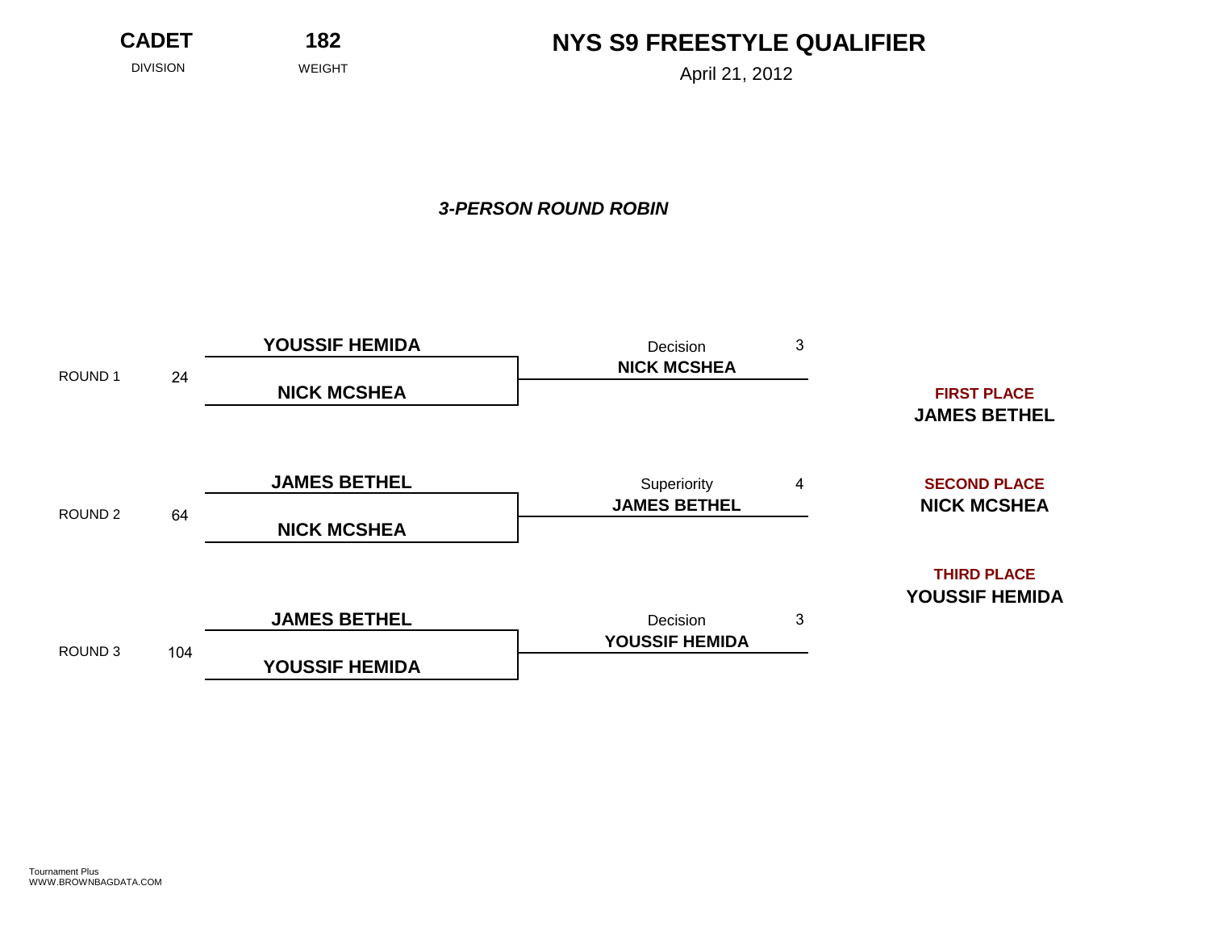**CADET** DIVISION

**182** WEIGHT

# NYS S9 FREESTYLE QUALIFIER

April 21, 2012

***3-PERSON ROUND ROBIN***

ROUND 1 — 24

**YOUSSIF HEMIDA**

**NICK MCSHEA**

Decision 3

**NICK MCSHEA**

ROUND 2 — 64

**JAMES BETHEL**

**NICK MCSHEA**

Superiority 4

**JAMES BETHEL**

ROUND 3 — 104

**JAMES BETHEL**

**YOUSSIF HEMIDA**

Decision 3

**YOUSSIF HEMIDA**

**FIRST PLACE**
**JAMES BETHEL**

**SECOND PLACE**
**NICK MCSHEA**

**THIRD PLACE**
**YOUSSIF HEMIDA**

Tournament Plus
WWW.BROWNBAGDATA.COM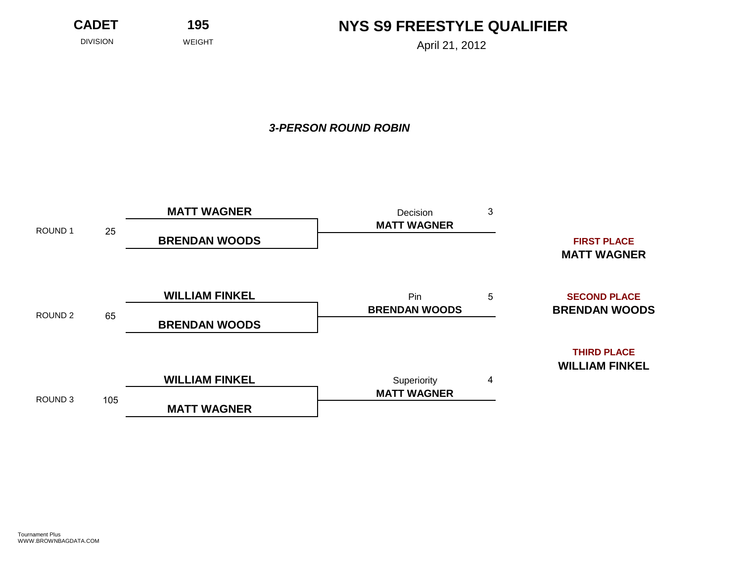**CADET** DIVISION

**195** WEIGHT

# NYS S9 FREESTYLE QUALIFIER

April 21, 2012

***3-PERSON ROUND ROBIN***

ROUND 1 — 25

**MATT WAGNER**

**BRENDAN WOODS**

Decision 3

**MATT WAGNER**

ROUND 2 — 65

**WILLIAM FINKEL**

**BRENDAN WOODS**

Pin 5

**BRENDAN WOODS**

ROUND 3 — 105

**WILLIAM FINKEL**

**MATT WAGNER**

Superiority 4

**MATT WAGNER**

**FIRST PLACE**
**MATT WAGNER**

**SECOND PLACE**
**BRENDAN WOODS**

**THIRD PLACE**
**WILLIAM FINKEL**

Tournament Plus
WWW.BROWNBAGDATA.COM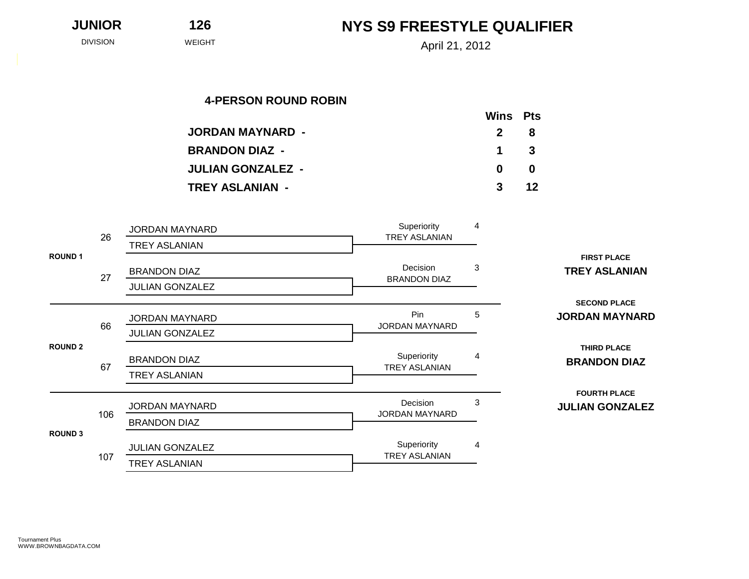**JUNIOR** DIVISION

**126** WEIGHT

# NYS S9 FREESTYLE QUALIFIER

April 21, 2012

### 4-PERSON ROUND ROBIN

| | Wins | Pts |
|---|---|---|
| **JORDAN MAYNARD -** | **2** | **8** |
| **BRANDON DIAZ -** | **1** | **3** |
| **JULIAN GONZALEZ -** | **0** | **0** |
| **TREY ASLANIAN -** | **3** | **12** |

| Round | Bout | Wrestlers | Result | Winner | Pts |
|---|---|---|---|---|---|
| **ROUND 1** | 26 | JORDAN MAYNARD vs TREY ASLANIAN | Superiority | TREY ASLANIAN | 4 |
| | 27 | BRANDON DIAZ vs JULIAN GONZALEZ | Decision | BRANDON DIAZ | 3 |
| **ROUND 2** | 66 | JORDAN MAYNARD vs JULIAN GONZALEZ | Pin | JORDAN MAYNARD | 5 |
| | 67 | BRANDON DIAZ vs TREY ASLANIAN | Superiority | TREY ASLANIAN | 4 |
| **ROUND 3** | 106 | JORDAN MAYNARD vs BRANDON DIAZ | Decision | JORDAN MAYNARD | 3 |
| | 107 | JULIAN GONZALEZ vs TREY ASLANIAN | Superiority | TREY ASLANIAN | 4 |

**FIRST PLACE**
**TREY ASLANIAN**

**SECOND PLACE**
**JORDAN MAYNARD**

**THIRD PLACE**
**BRANDON DIAZ**

**FOURTH PLACE**
**JULIAN GONZALEZ**

Tournament Plus
WWW.BROWNBAGDATA.COM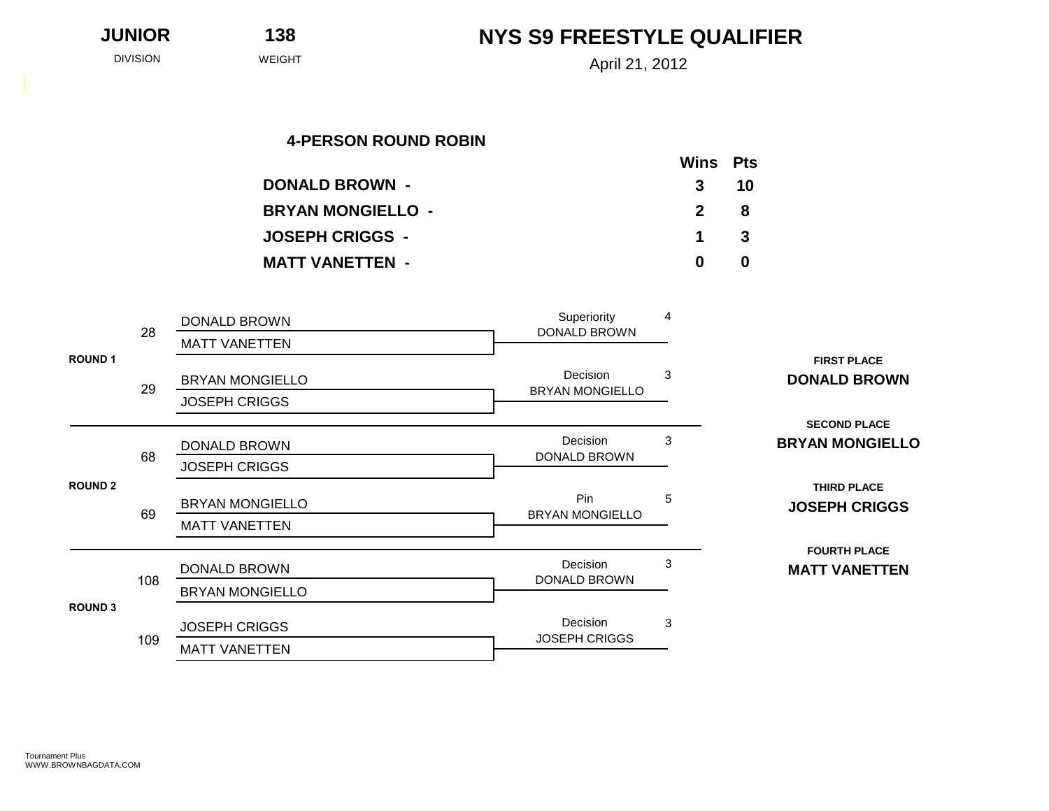**JUNIOR** DIVISION | **138** WEIGHT

# NYS S9 FREESTYLE QUALIFIER

April 21, 2012

### 4-PERSON ROUND ROBIN

| | Wins | Pts |
|---|---|---|
| **DONALD BROWN -** | 3 | 10 |
| **BRYAN MONGIELLO -** | 2 | 8 |
| **JOSEPH CRIGGS -** | 1 | 3 |
| **MATT VANETTEN -** | 0 | 0 |

| Round | Bout | Wrestlers | Result | Winner | Pts |
|---|---|---|---|---|---|
| ROUND 1 | 28 | DONALD BROWN / MATT VANETTEN | Superiority | DONALD BROWN | 4 |
| ROUND 1 | 29 | BRYAN MONGIELLO / JOSEPH CRIGGS | Decision | BRYAN MONGIELLO | 3 |
| ROUND 2 | 68 | DONALD BROWN / JOSEPH CRIGGS | Decision | DONALD BROWN | 3 |
| ROUND 2 | 69 | BRYAN MONGIELLO / MATT VANETTEN | Pin | BRYAN MONGIELLO | 5 |
| ROUND 3 | 108 | DONALD BROWN / BRYAN MONGIELLO | Decision | DONALD BROWN | 3 |
| ROUND 3 | 109 | JOSEPH CRIGGS / MATT VANETTEN | Decision | JOSEPH CRIGGS | 3 |

**FIRST PLACE**
**DONALD BROWN**

**SECOND PLACE**
**BRYAN MONGIELLO**

**THIRD PLACE**
**JOSEPH CRIGGS**

**FOURTH PLACE**
**MATT VANETTEN**

Tournament Plus
WWW.BROWNBAGDATA.COM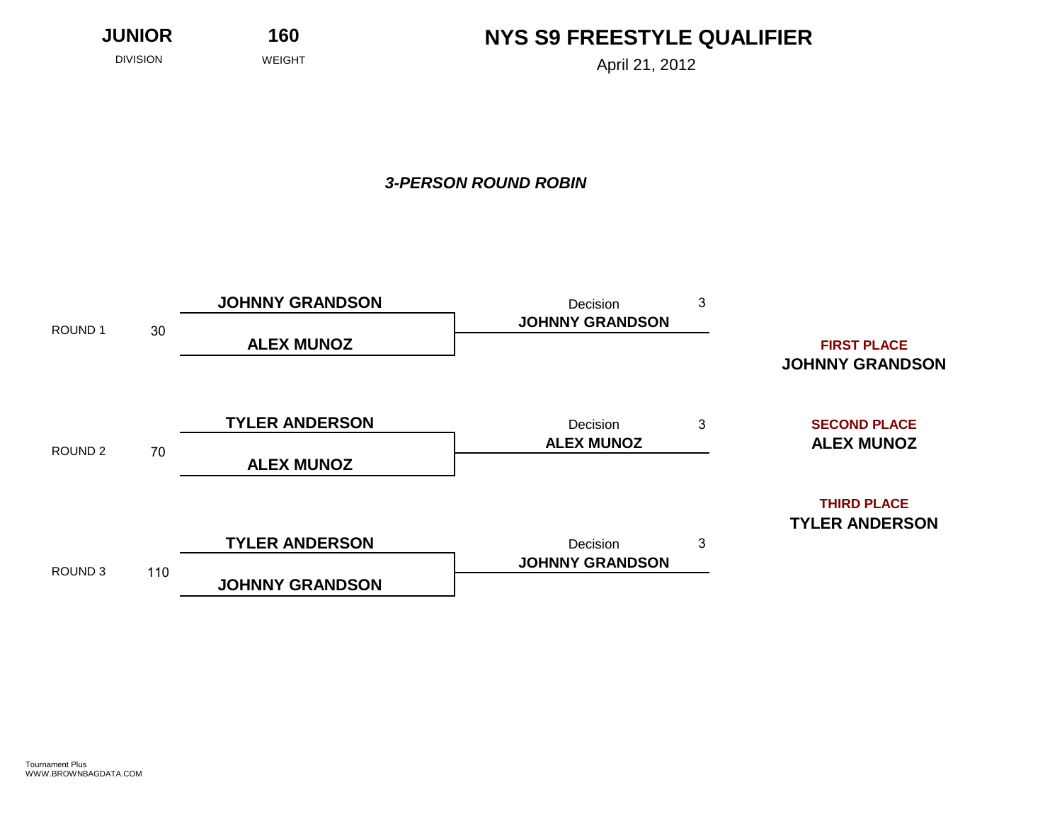**JUNIOR**
DIVISION

**160**
WEIGHT

# NYS S9 FREESTYLE QUALIFIER

April 21, 2012

***3-PERSON ROUND ROBIN***

| Round | Bout | Wrestlers | Result | Winner | Points |
|---|---|---|---|---|---|
| ROUND 1 | 30 | **JOHNNY GRANDSON** vs **ALEX MUNOZ** | Decision | **JOHNNY GRANDSON** | 3 |
| ROUND 2 | 70 | **TYLER ANDERSON** vs **ALEX MUNOZ** | Decision | **ALEX MUNOZ** | 3 |
| ROUND 3 | 110 | **TYLER ANDERSON** vs **JOHNNY GRANDSON** | Decision | **JOHNNY GRANDSON** | 3 |

**FIRST PLACE**
**JOHNNY GRANDSON**

**SECOND PLACE**
**ALEX MUNOZ**

**THIRD PLACE**
**TYLER ANDERSON**

Tournament Plus
WWW.BROWNBAGDATA.COM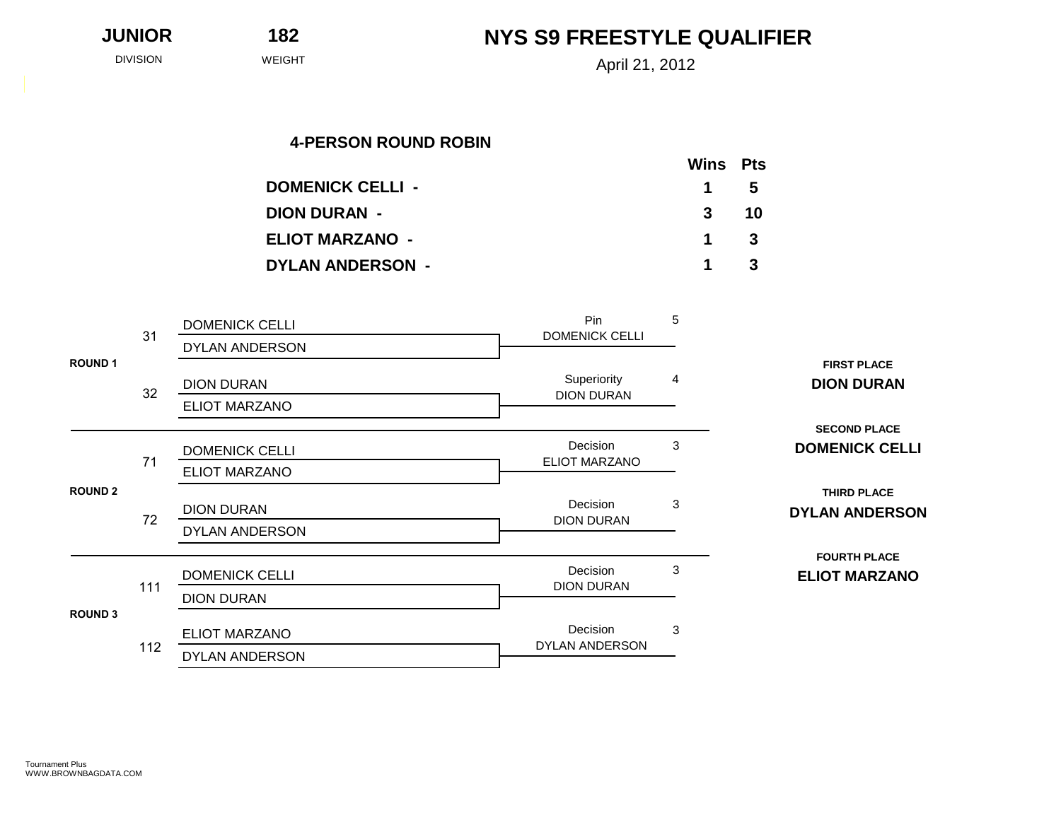**JUNIOR** DIVISION  **182** WEIGHT

# NYS S9 FREESTYLE QUALIFIER

April 21, 2012

### 4-PERSON ROUND ROBIN

| | Wins | Pts |
|---|---|---|
| **DOMENICK CELLI -** | **1** | **5** |
| **DION DURAN -** | **3** | **10** |
| **ELIOT MARZANO -** | **1** | **3** |
| **DYLAN ANDERSON -** | **1** | **3** |

| Round | Bout | Wrestlers | Result | Winner | Pts |
|---|---|---|---|---|---|
| ROUND 1 | 31 | DOMENICK CELLI / DYLAN ANDERSON | Pin | DOMENICK CELLI | 5 |
| ROUND 1 | 32 | DION DURAN / ELIOT MARZANO | Superiority | DION DURAN | 4 |
| ROUND 2 | 71 | DOMENICK CELLI / ELIOT MARZANO | Decision | ELIOT MARZANO | 3 |
| ROUND 2 | 72 | DION DURAN / DYLAN ANDERSON | Decision | DION DURAN | 3 |
| ROUND 3 | 111 | DOMENICK CELLI / DION DURAN | Decision | DION DURAN | 3 |
| ROUND 3 | 112 | ELIOT MARZANO / DYLAN ANDERSON | Decision | DYLAN ANDERSON | 3 |

**FIRST PLACE**
**DION DURAN**

**SECOND PLACE**
**DOMENICK CELLI**

**THIRD PLACE**
**DYLAN ANDERSON**

**FOURTH PLACE**
**ELIOT MARZANO**

Tournament Plus
WWW.BROWNBAGDATA.COM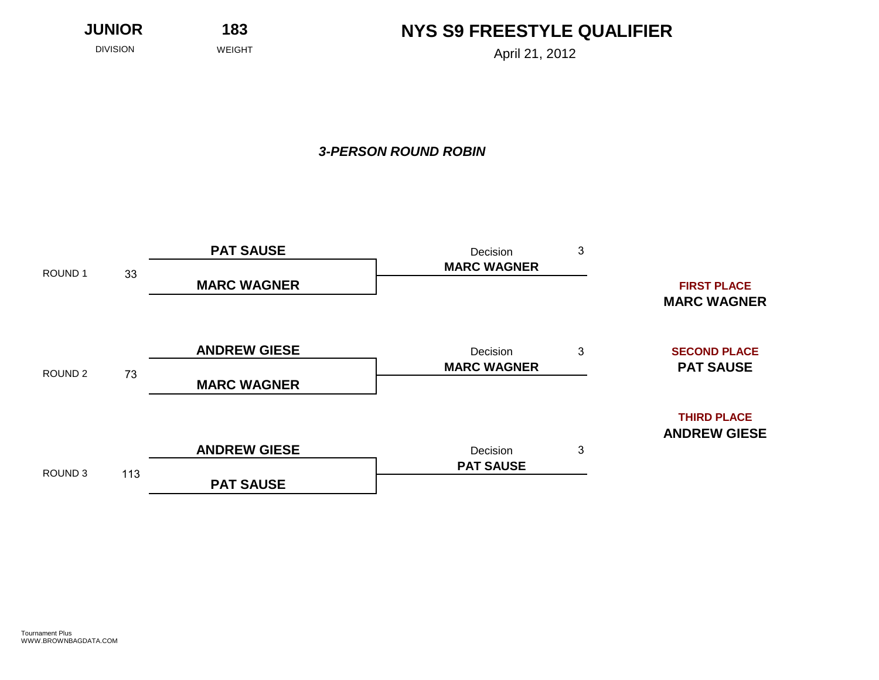**JUNIOR** DIVISION

**183** WEIGHT

# NYS S9 FREESTYLE QUALIFIER

April 21, 2012

***3-PERSON ROUND ROBIN***

ROUND 1 33

**PAT SAUSE**

**MARC WAGNER**

Decision 3

**MARC WAGNER**

ROUND 2 73

**ANDREW GIESE**

**MARC WAGNER**

Decision 3

**MARC WAGNER**

ROUND 3 113

**ANDREW GIESE**

**PAT SAUSE**

Decision 3

**PAT SAUSE**

**FIRST PLACE**
**MARC WAGNER**

**SECOND PLACE**
**PAT SAUSE**

**THIRD PLACE**
**ANDREW GIESE**

Tournament Plus
WWW.BROWNBAGDATA.COM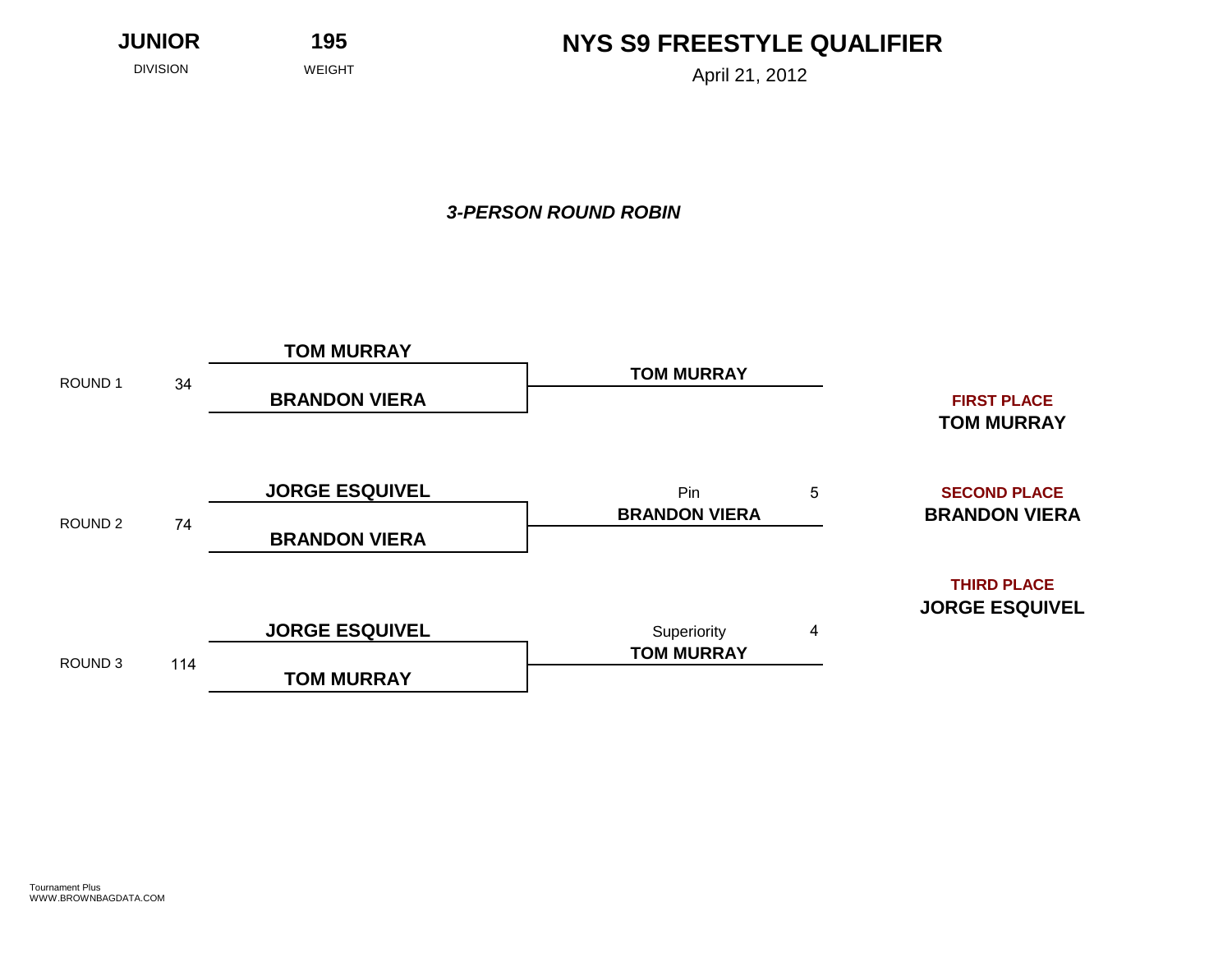**JUNIOR** DIVISION

**195** WEIGHT

# NYS S9 FREESTYLE QUALIFIER

April 21, 2012

***3-PERSON ROUND ROBIN***

| Round | Bout | Wrestlers | Winner | Result | |
|---|---|---|---|---|---|
| ROUND 1 | 34 | **TOM MURRAY** vs **BRANDON VIERA** | **TOM MURRAY** | | |
| ROUND 2 | 74 | **JORGE ESQUIVEL** vs **BRANDON VIERA** | **BRANDON VIERA** | Pin | 5 |
| ROUND 3 | 114 | **JORGE ESQUIVEL** vs **TOM MURRAY** | **TOM MURRAY** | Superiority | 4 |

**FIRST PLACE**
**TOM MURRAY**

**SECOND PLACE**
**BRANDON VIERA**

**THIRD PLACE**
**JORGE ESQUIVEL**

Tournament Plus
WWW.BROWNBAGDATA.COM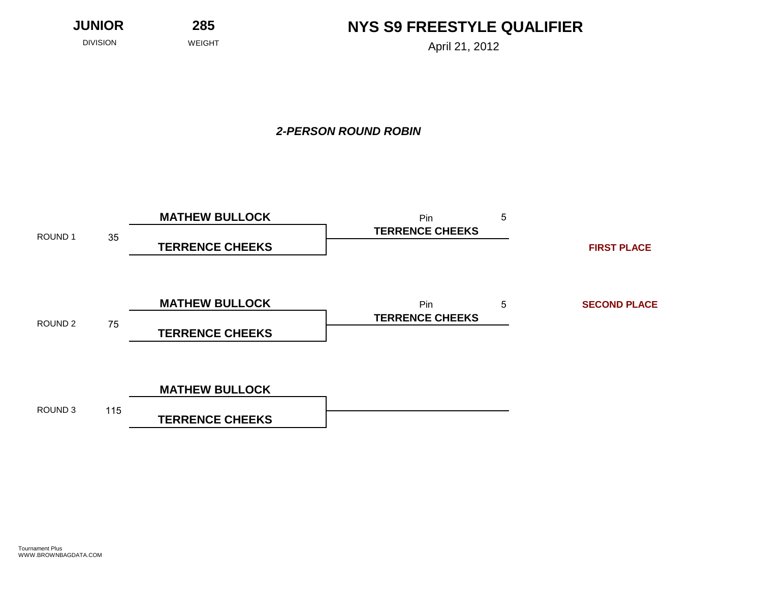**JUNIOR**
DIVISION

**285**
WEIGHT

# NYS S9 FREESTYLE QUALIFIER

April 21, 2012

***2-PERSON ROUND ROBIN***

ROUND 1 35

**MATHEW BULLOCK**
**TERRENCE CHEEKS**

Pin 5
**TERRENCE CHEEKS**

**FIRST PLACE**

ROUND 2 75

**MATHEW BULLOCK**
**TERRENCE CHEEKS**

Pin 5
**TERRENCE CHEEKS**

**SECOND PLACE**

ROUND 3 115

**MATHEW BULLOCK**
**TERRENCE CHEEKS**

Tournament Plus
WWW.BROWNBAGDATA.COM